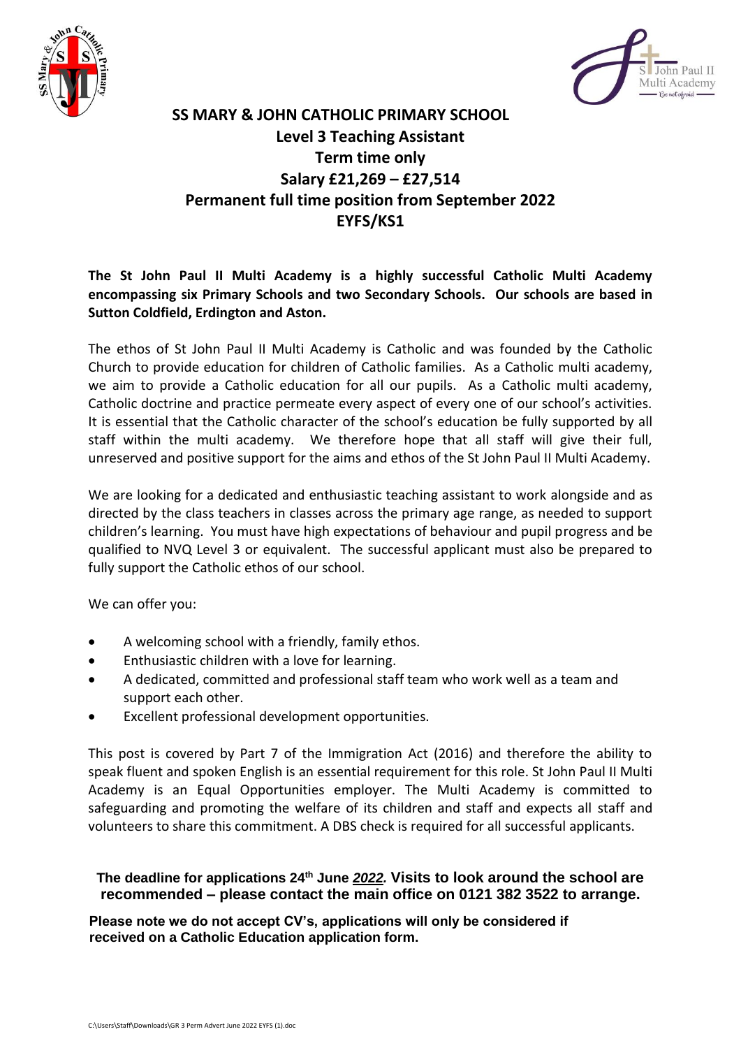# SS MARY & JOHN CATHOLIC PRIMARY SCHOOL

## Level 3 Teaching Assistant

## Term time only

## Salary £21,269 – £27,514

## Permanent full time position from September 2022

## EYFS/KS1

**The St John Paul II Multi Academy is a highly successful Catholic Multi Academy encompassing six Primary Schools and two Secondary Schools. Our schools are based in Sutton Coldfield, Erdington and Aston.**

The ethos of St John Paul II Multi Academy is Catholic and was founded by the Catholic Church to provide education for children of Catholic families. As a Catholic multi academy, we aim to provide a Catholic education for all our pupils. As a Catholic multi academy, Catholic doctrine and practice permeate every aspect of every one of our school's activities. It is essential that the Catholic character of the school's education be fully supported by all staff within the multi academy. We therefore hope that all staff will give their full, unreserved and positive support for the aims and ethos of the St John Paul II Multi Academy.

We are looking for a dedicated and enthusiastic teaching assistant to work alongside and as directed by the class teachers in classes across the primary age range, as needed to support children's learning. You must have high expectations of behaviour and pupil progress and be qualified to NVQ Level 3 or equivalent. The successful applicant must also be prepared to fully support the Catholic ethos of our school.

We can offer you:

- A welcoming school with a friendly, family ethos.
- Enthusiastic children with a love for learning.
- A dedicated, committed and professional staff team who work well as a team and support each other.
- Excellent professional development opportunities.

This post is covered by Part 7 of the Immigration Act (2016) and therefore the ability to speak fluent and spoken English is an essential requirement for this role. St John Paul II Multi Academy is an Equal Opportunities employer. The Multi Academy is committed to safeguarding and promoting the welfare of its children and staff and expects all staff and volunteers to share this commitment. A DBS check is required for all successful applicants.

**The deadline for applications 24th June *2022*. Visits to look around the school are recommended – please contact the main office on 0121 382 3522 to arrange.**

**Please note we do not accept CV's, applications will only be considered if received on a Catholic Education application form.**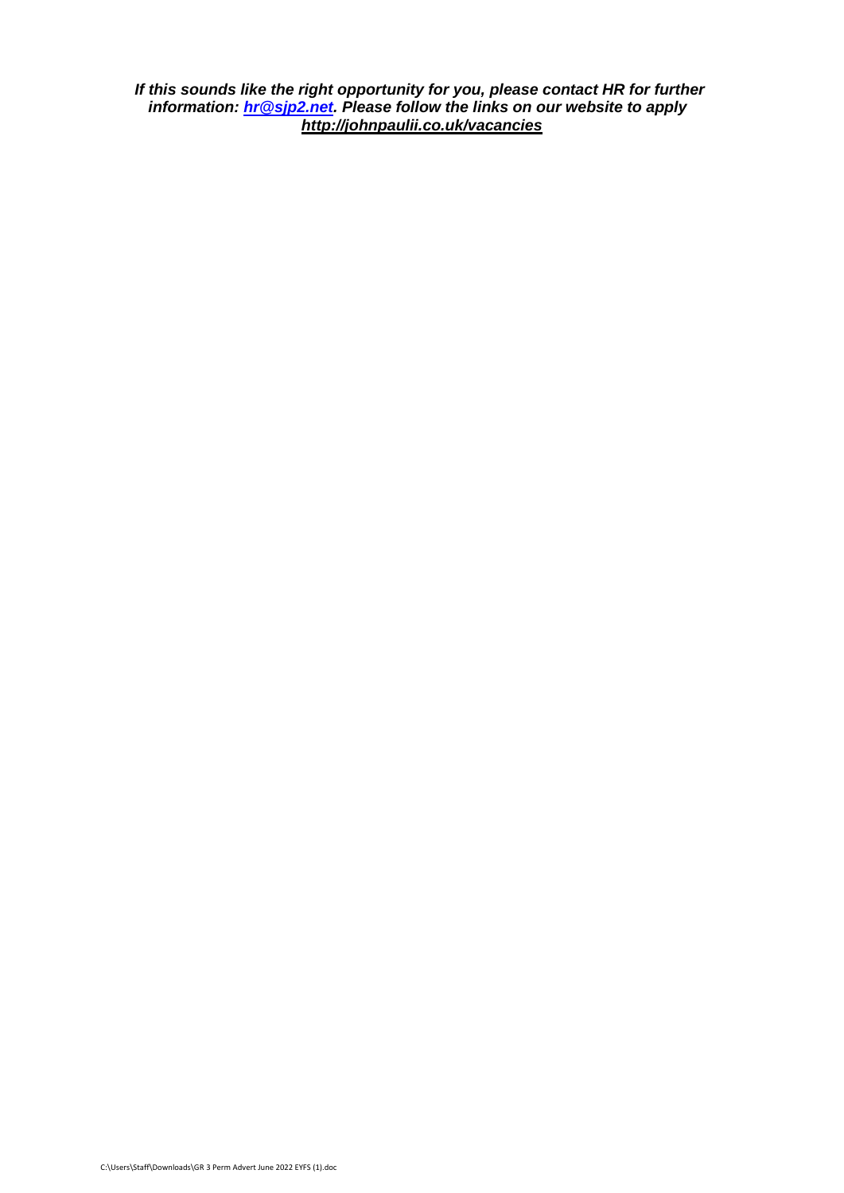***If this sounds like the right opportunity for you, please contact HR for further information: [hr@sjp2.net](mailto:hr@sjp2.net). Please follow the links on our website to apply [http://johnpaulii.co.uk/vacancies](http://johnpaulii.co.uk/vacancies)***